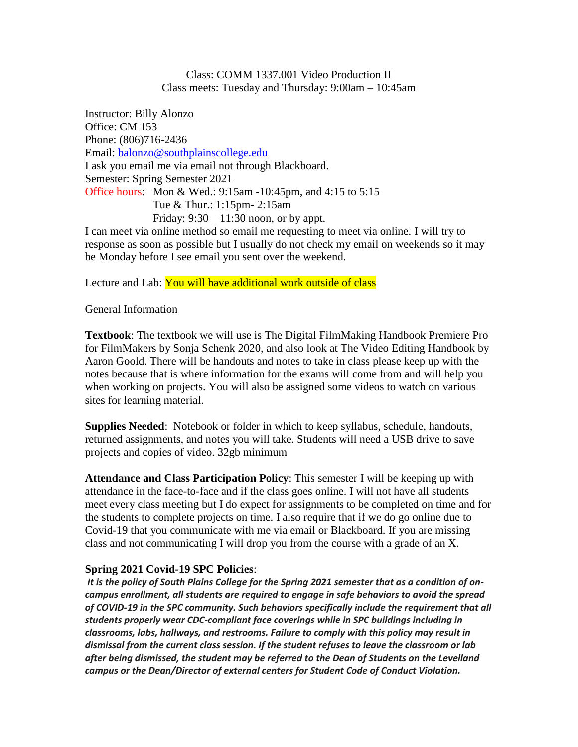Class: COMM 1337.001 Video Production II
Class meets: Tuesday and Thursday: 9:00am – 10:45am

Instructor: Billy Alonzo
Office: CM 153
Phone: (806)716-2436
Email: [balonzo@southplainscollege.edu](mailto:balonzo@southplainscollege.edu)
I ask you email me via email not through Blackboard.
Semester: Spring Semester 2021
Office hours: Mon & Wed.: 9:15am -10:45pm, and 4:15 to 5:15
Tue & Thur.: 1:15pm- 2:15am
Friday: 9:30 – 11:30 noon, or by appt.
I can meet via online method so email me requesting to meet via online. I will try to response as soon as possible but I usually do not check my email on weekends so it may be Monday before I see email you sent over the weekend.

Lecture and Lab: You will have additional work outside of class

General Information

**Textbook**: The textbook we will use is The Digital FilmMaking Handbook Premiere Pro for FilmMakers by Sonja Schenk 2020, and also look at The Video Editing Handbook by Aaron Goold. There will be handouts and notes to take in class please keep up with the notes because that is where information for the exams will come from and will help you when working on projects. You will also be assigned some videos to watch on various sites for learning material.

**Supplies Needed**: Notebook or folder in which to keep syllabus, schedule, handouts, returned assignments, and notes you will take. Students will need a USB drive to save projects and copies of video. 32gb minimum

**Attendance and Class Participation Policy**: This semester I will be keeping up with attendance in the face-to-face and if the class goes online. I will not have all students meet every class meeting but I do expect for assignments to be completed on time and for the students to complete projects on time. I also require that if we do go online due to Covid-19 that you communicate with me via email or Blackboard. If you are missing class and not communicating I will drop you from the course with a grade of an X.

**Spring 2021 Covid-19 SPC Policies**:

***It is the policy of South Plains College for the Spring 2021 semester that as a condition of on-campus enrollment, all students are required to engage in safe behaviors to avoid the spread of COVID-19 in the SPC community. Such behaviors specifically include the requirement that all students properly wear CDC-compliant face coverings while in SPC buildings including in classrooms, labs, hallways, and restrooms. Failure to comply with this policy may result in dismissal from the current class session. If the student refuses to leave the classroom or lab after being dismissed, the student may be referred to the Dean of Students on the Levelland campus or the Dean/Director of external centers for Student Code of Conduct Violation.***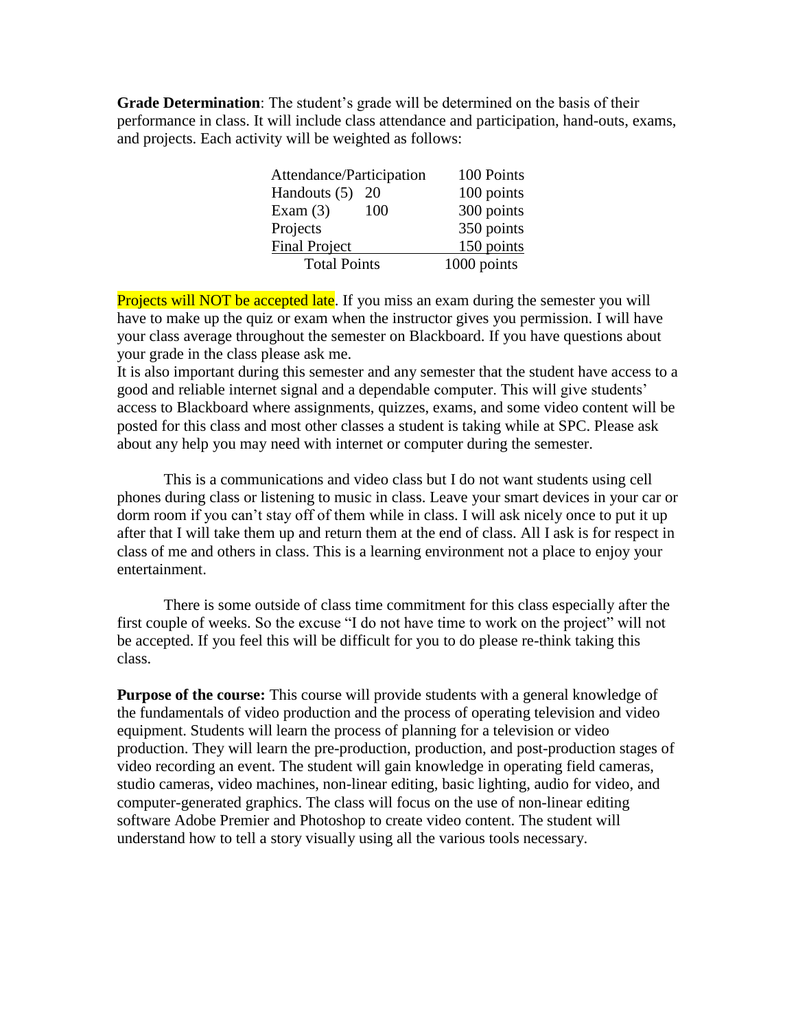**Grade Determination**: The student's grade will be determined on the basis of their performance in class. It will include class attendance and participation, hand-outs, exams, and projects. Each activity will be weighted as follows:

| | | |
|---|---|---|
| Attendance/Participation | | 100 Points |
| Handouts (5) | 20 | 100 points |
| Exam (3) | 100 | 300 points |
| Projects | | 350 points |
| Final Project | | 150 points |
| Total Points | | 1000 points |

Projects will NOT be accepted late. If you miss an exam during the semester you will have to make up the quiz or exam when the instructor gives you permission. I will have your class average throughout the semester on Blackboard. If you have questions about your grade in the class please ask me.

It is also important during this semester and any semester that the student have access to a good and reliable internet signal and a dependable computer. This will give students' access to Blackboard where assignments, quizzes, exams, and some video content will be posted for this class and most other classes a student is taking while at SPC. Please ask about any help you may need with internet or computer during the semester.

This is a communications and video class but I do not want students using cell phones during class or listening to music in class. Leave your smart devices in your car or dorm room if you can't stay off of them while in class. I will ask nicely once to put it up after that I will take them up and return them at the end of class. All I ask is for respect in class of me and others in class. This is a learning environment not a place to enjoy your entertainment.

There is some outside of class time commitment for this class especially after the first couple of weeks. So the excuse "I do not have time to work on the project" will not be accepted. If you feel this will be difficult for you to do please re-think taking this class.

**Purpose of the course:** This course will provide students with a general knowledge of the fundamentals of video production and the process of operating television and video equipment. Students will learn the process of planning for a television or video production. They will learn the pre-production, production, and post-production stages of video recording an event. The student will gain knowledge in operating field cameras, studio cameras, video machines, non-linear editing, basic lighting, audio for video, and computer-generated graphics. The class will focus on the use of non-linear editing software Adobe Premier and Photoshop to create video content. The student will understand how to tell a story visually using all the various tools necessary.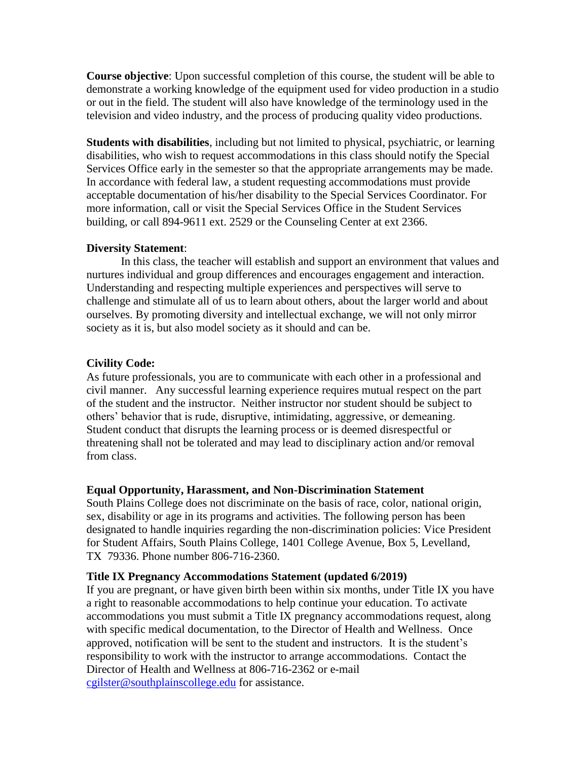**Course objective**: Upon successful completion of this course, the student will be able to demonstrate a working knowledge of the equipment used for video production in a studio or out in the field. The student will also have knowledge of the terminology used in the television and video industry, and the process of producing quality video productions.

**Students with disabilities**, including but not limited to physical, psychiatric, or learning disabilities, who wish to request accommodations in this class should notify the Special Services Office early in the semester so that the appropriate arrangements may be made. In accordance with federal law, a student requesting accommodations must provide acceptable documentation of his/her disability to the Special Services Coordinator. For more information, call or visit the Special Services Office in the Student Services building, or call 894-9611 ext. 2529 or the Counseling Center at ext 2366.

**Diversity Statement**:

In this class, the teacher will establish and support an environment that values and nurtures individual and group differences and encourages engagement and interaction. Understanding and respecting multiple experiences and perspectives will serve to challenge and stimulate all of us to learn about others, about the larger world and about ourselves. By promoting diversity and intellectual exchange, we will not only mirror society as it is, but also model society as it should and can be.

**Civility Code:**

As future professionals, you are to communicate with each other in a professional and civil manner. Any successful learning experience requires mutual respect on the part of the student and the instructor. Neither instructor nor student should be subject to others' behavior that is rude, disruptive, intimidating, aggressive, or demeaning. Student conduct that disrupts the learning process or is deemed disrespectful or threatening shall not be tolerated and may lead to disciplinary action and/or removal from class.

**Equal Opportunity, Harassment, and Non-Discrimination Statement**

South Plains College does not discriminate on the basis of race, color, national origin, sex, disability or age in its programs and activities. The following person has been designated to handle inquiries regarding the non-discrimination policies: Vice President for Student Affairs, South Plains College, 1401 College Avenue, Box 5, Levelland, TX 79336. Phone number 806-716-2360.

**Title IX Pregnancy Accommodations Statement (updated 6/2019)**

If you are pregnant, or have given birth been within six months, under Title IX you have a right to reasonable accommodations to help continue your education. To activate accommodations you must submit a Title IX pregnancy accommodations request, along with specific medical documentation, to the Director of Health and Wellness. Once approved, notification will be sent to the student and instructors. It is the student's responsibility to work with the instructor to arrange accommodations. Contact the Director of Health and Wellness at 806-716-2362 or e-mail cgilster@southplainscollege.edu for assistance.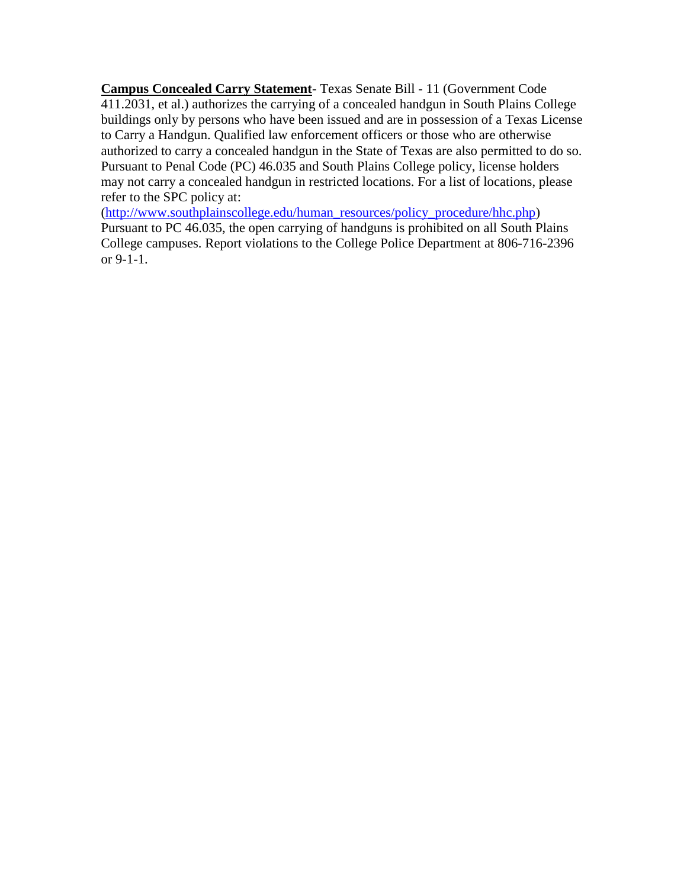**Campus Concealed Carry Statement**- Texas Senate Bill - 11 (Government Code 411.2031, et al.) authorizes the carrying of a concealed handgun in South Plains College buildings only by persons who have been issued and are in possession of a Texas License to Carry a Handgun. Qualified law enforcement officers or those who are otherwise authorized to carry a concealed handgun in the State of Texas are also permitted to do so. Pursuant to Penal Code (PC) 46.035 and South Plains College policy, license holders may not carry a concealed handgun in restricted locations. For a list of locations, please refer to the SPC policy at: (http://www.southplainscollege.edu/human_resources/policy_procedure/hhc.php) Pursuant to PC 46.035, the open carrying of handguns is prohibited on all South Plains College campuses. Report violations to the College Police Department at 806-716-2396 or 9-1-1.